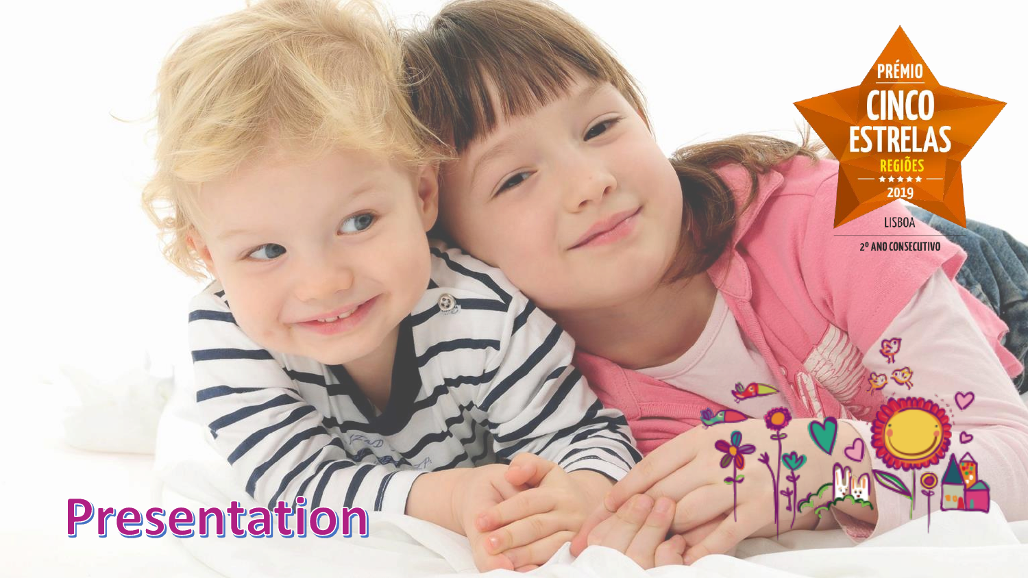PRÉMIO CINCO ESTRELAS REGIÕES 2019 LISBOA

2º ANO CONSECUTIVO

# Presentation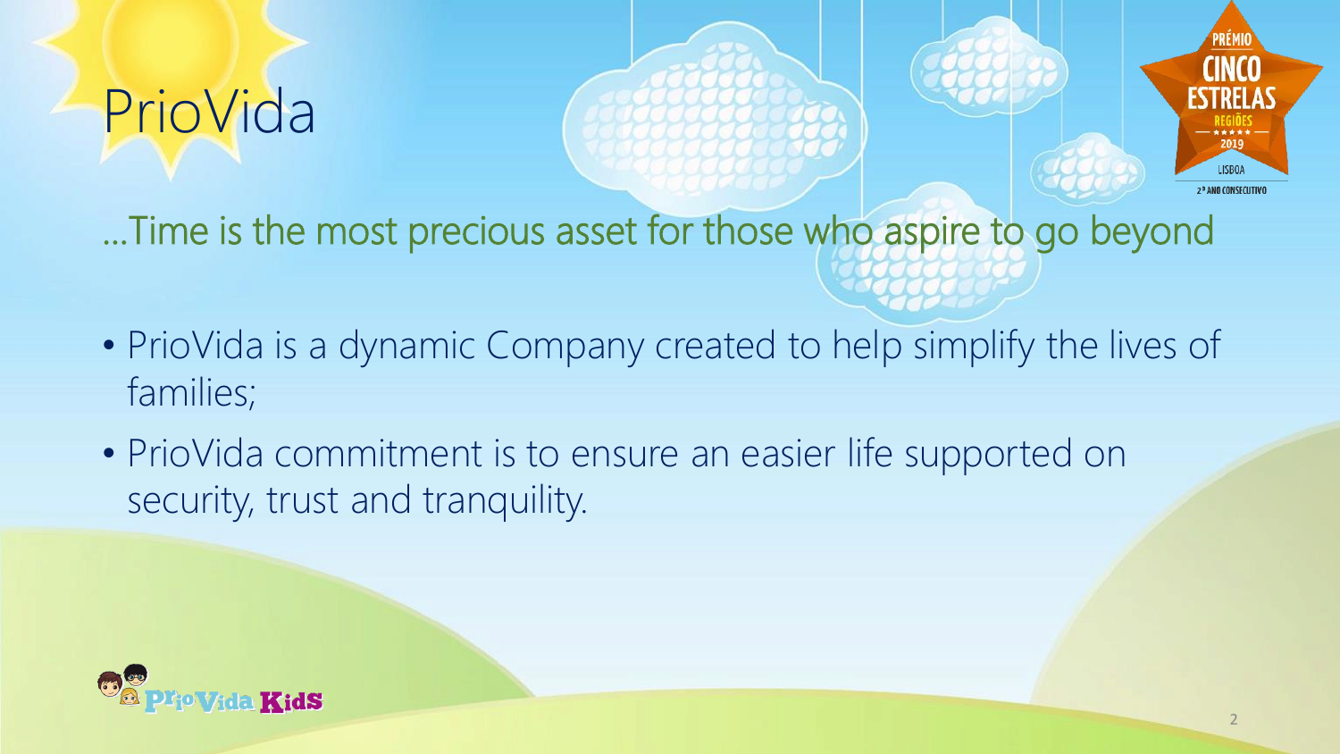# PrioVida

…Time is the most precious asset for those who aspire to go beyond

- PrioVida is a dynamic Company created to help simplify the lives of families;
- PrioVida commitment is to ensure an easier life supported on security, trust and tranquility.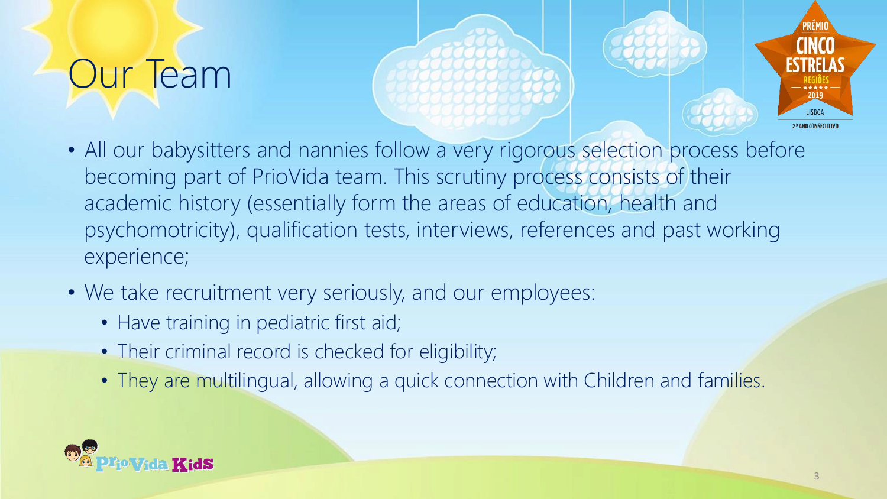# Our Team

- All our babysitters and nannies follow a very rigorous selection process before becoming part of PrioVida team. This scrutiny process consists of their academic history (essentially form the areas of education, health and psychomotricity), qualification tests, interviews, references and past working experience;
- We take recruitment very seriously, and our employees:
  - Have training in pediatric first aid;
  - Their criminal record is checked for eligibility;
  - They are multilingual, allowing a quick connection with Children and families.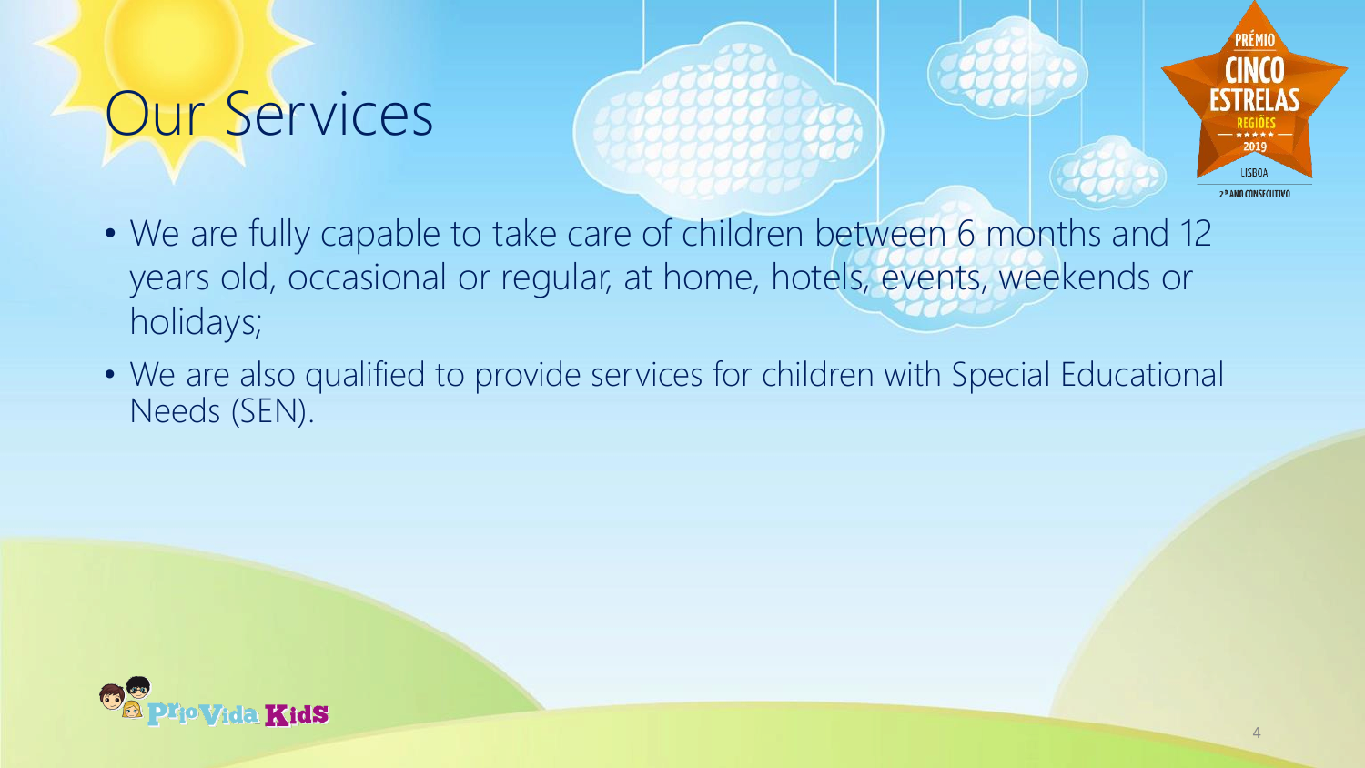# Our Services

- We are fully capable to take care of children between 6 months and 12 years old, occasional or regular, at home, hotels, events, weekends or holidays;
- We are also qualified to provide services for children with Special Educational Needs (SEN).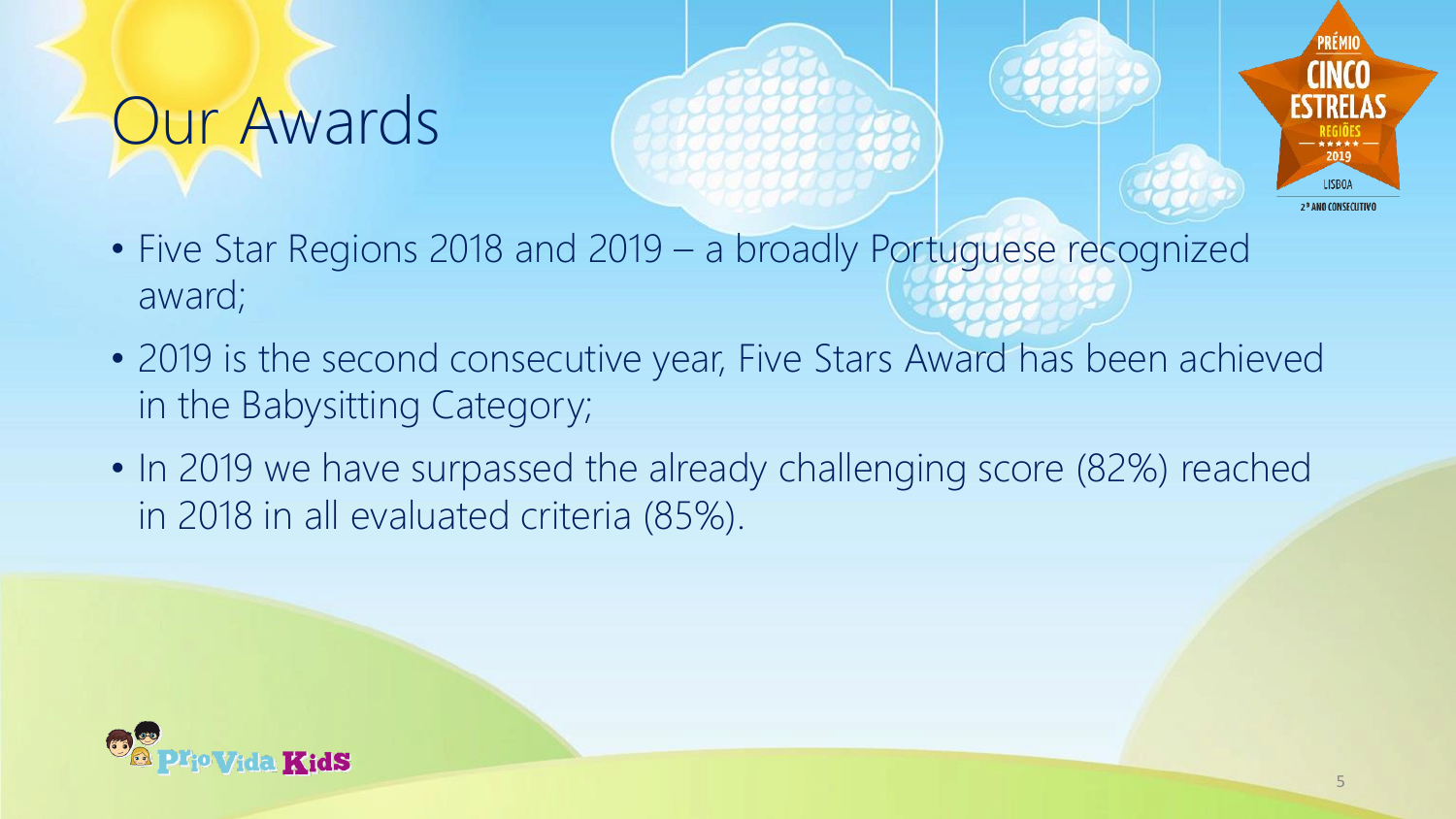# Our Awards

- Five Star Regions 2018 and 2019 – a broadly Portuguese recognized award;
- 2019 is the second consecutive year, Five Stars Award has been achieved in the Babysitting Category;
- In 2019 we have surpassed the already challenging score (82%) reached in 2018 in all evaluated criteria (85%).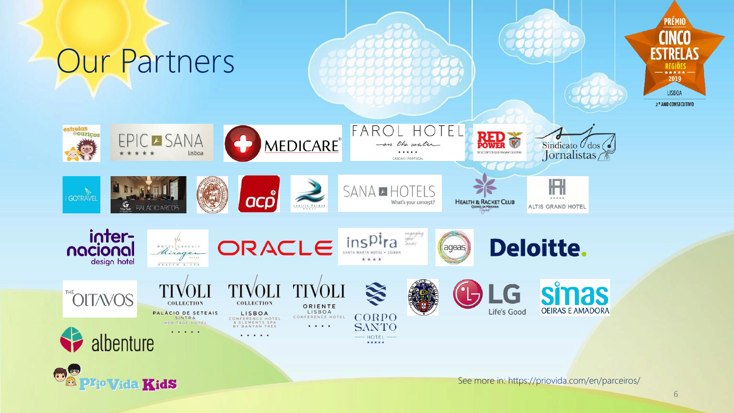# Our Partners

PRÉMIO CINCO ESTRELAS REGIÕES 2019 LISBOA 2º ANO CONSECUTIVO

estrelas e ouriços

EPIC SANA Lisboa

MEDICARE

FAROL HOTEL on the water CASCAIS | PORTUGAL

RED POWER DESCONTOS QUE PAGAM QUOTAS

Sindicato dos Jornalistas

GOTRAVEL

PALÁCIO ARCOS

acp

SANA HOTELS What's your concept?

HEALTH & RACKET CLUB QUINTA DA MARINHA

ALTIS GRAND HOTEL

inter-nacional design hotel

HOTEL CASCAIS Miragem HEALTH & SPA

ORACLE

inspira SANTA MARTA HOTEL • LISBOA

ageas

Deloitte.

THE OITAVOS

TIVOLI COLLECTION PALÁCIO DE SETEAIS SINTRA HERITAGE HOTEL

TIVOLI COLLECTION LISBOA CONFERENCE HOTEL & ELEMENTS SPA BY BANYAN TREE

TIVOLI ORIENTE LISBOA CONFERENCE HOTEL

CORPO SANTO HOTEL

LG Life's Good

simas OEIRAS E AMADORA

albenture

PrioVida Kids

See more in: https://priovida.com/en/parceiros/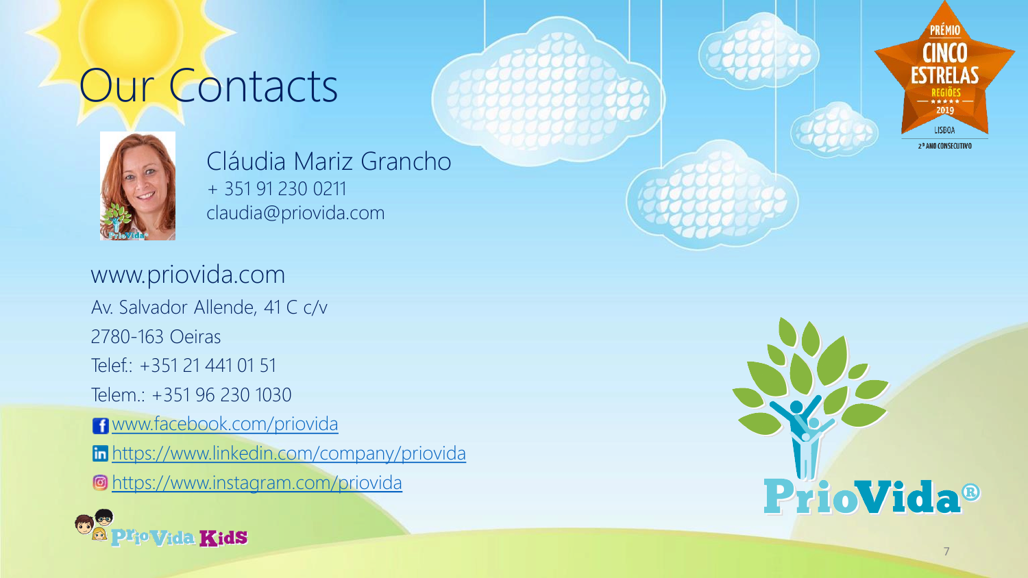# Our Contacts

Cláudia Mariz Grancho
+ 351 91 230 0211
claudia@priovida.com

www.priovida.com
Av. Salvador Allende, 41 C c/v
2780-163 Oeiras
Telef.: +351 21 441 01 51
Telem.: +351 96 230 1030
www.facebook.com/priovida
https://www.linkedin.com/company/priovida
https://www.instagram.com/priovida

PrioVida Kids

PRÉMIO CINCO ESTRELAS REGIÕES 2019 LISBOA 2º ANO CONSECUTIVO

PrioVida®